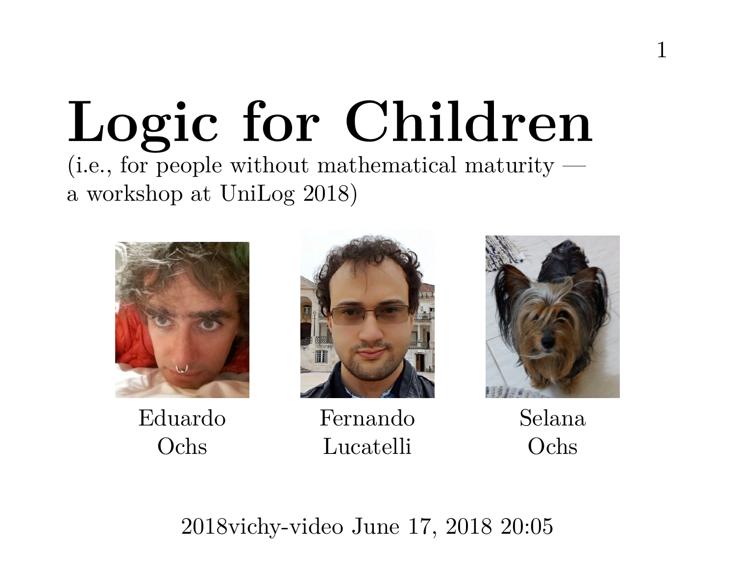# Logic for Children

(i.e., for people without mathematical maturity —
a workshop at UniLog 2018)

Eduardo Ochs

Fernando Lucatelli

Selana Ochs

2018vichy-video June 17, 2018 20:05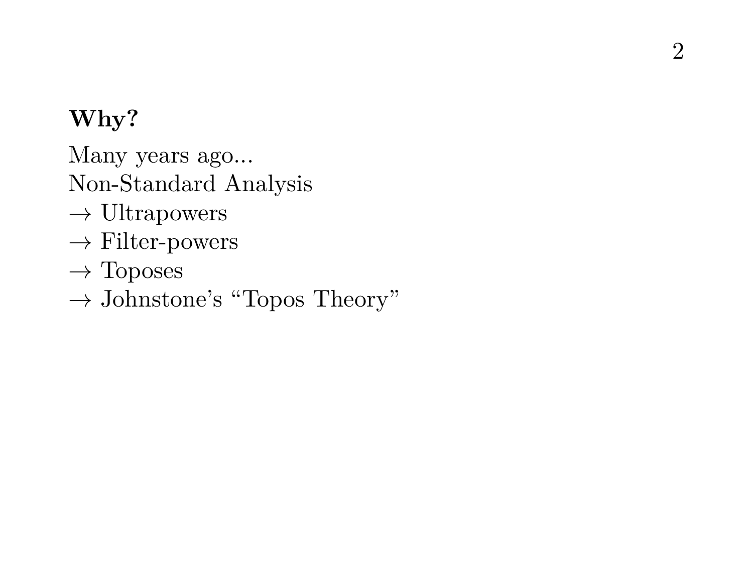**Why?**

Many years ago...
Non-Standard Analysis
$\to$ Ultrapowers
$\to$ Filter-powers
$\to$ Toposes
$\to$ Johnstone's "Topos Theory"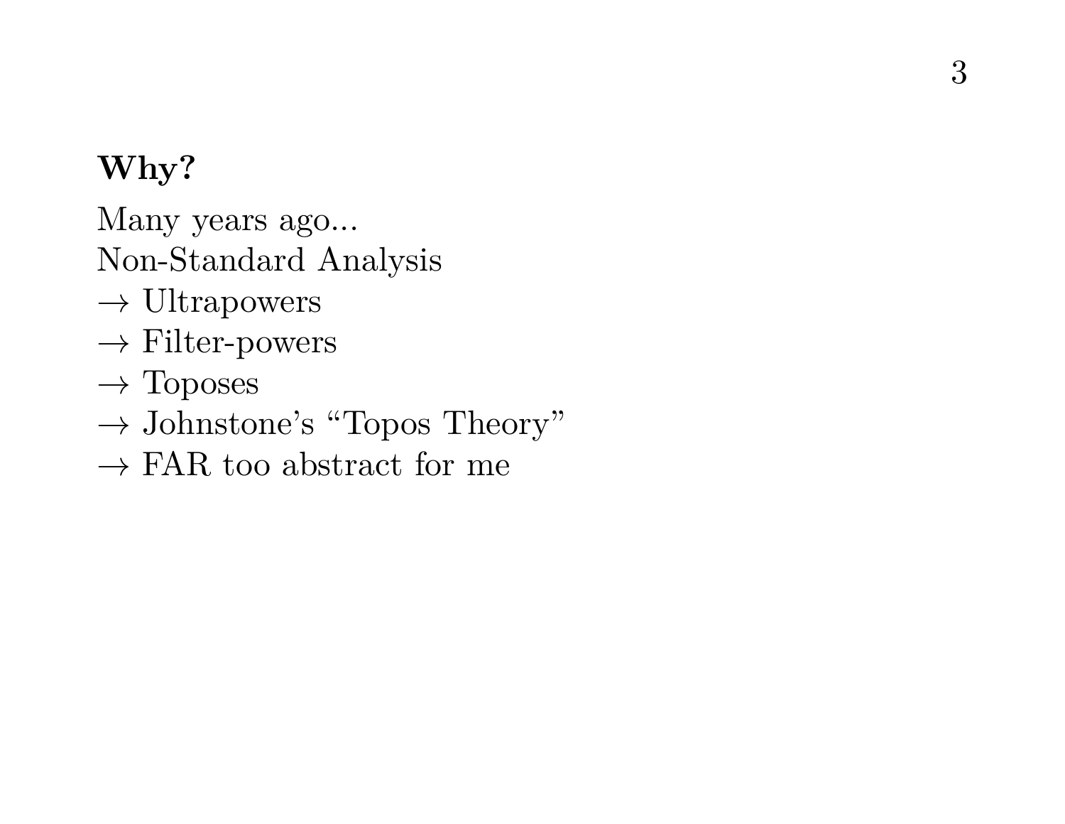**Why?**

Many years ago...
Non-Standard Analysis
$\rightarrow$ Ultrapowers
$\rightarrow$ Filter-powers
$\rightarrow$ Toposes
$\rightarrow$ Johnstone's "Topos Theory"
$\rightarrow$ FAR too abstract for me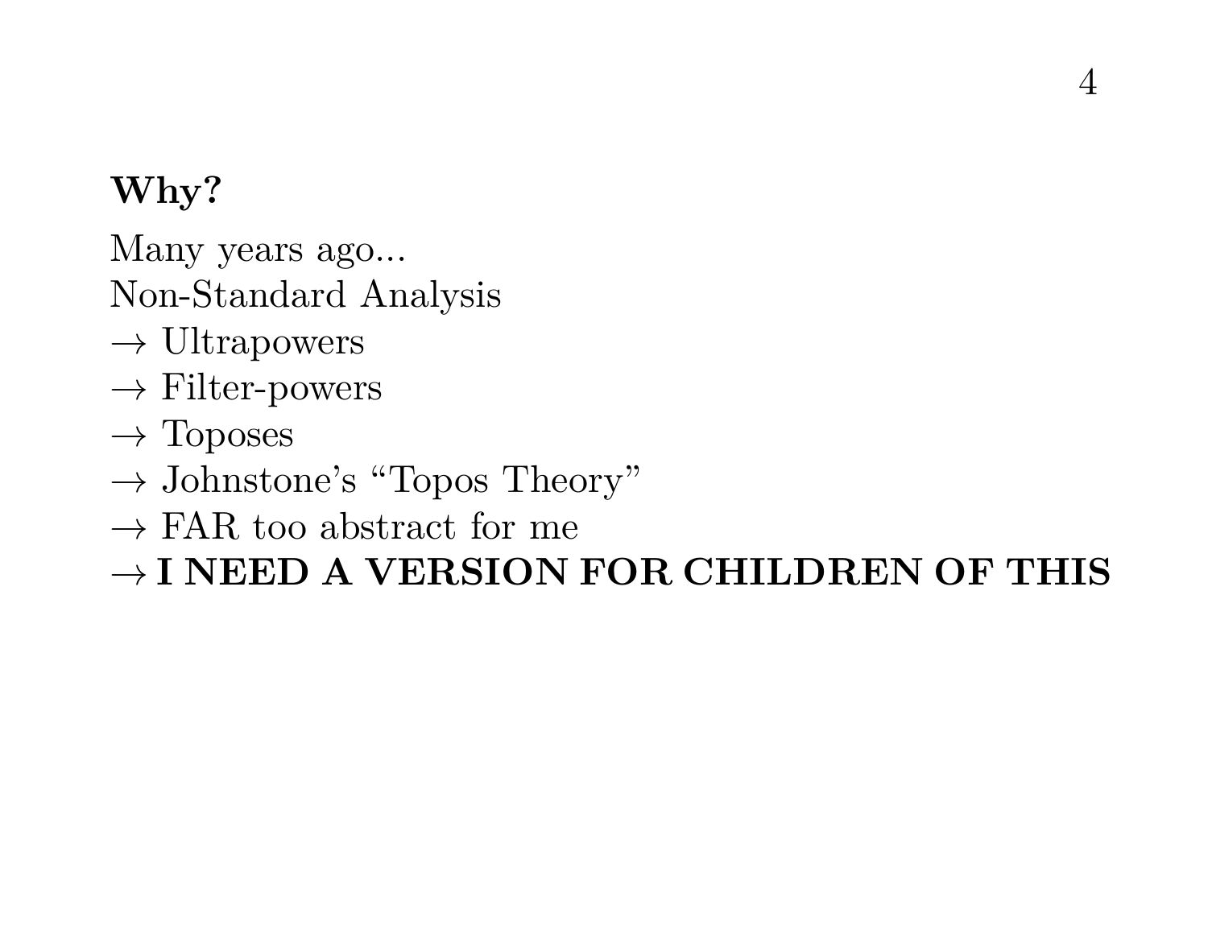**Why?**

Many years ago...
Non-Standard Analysis
$\to$ Ultrapowers
$\to$ Filter-powers
$\to$ Toposes
$\to$ Johnstone's "Topos Theory"
$\to$ FAR too abstract for me
$\to$ **I NEED A VERSION FOR CHILDREN OF THIS**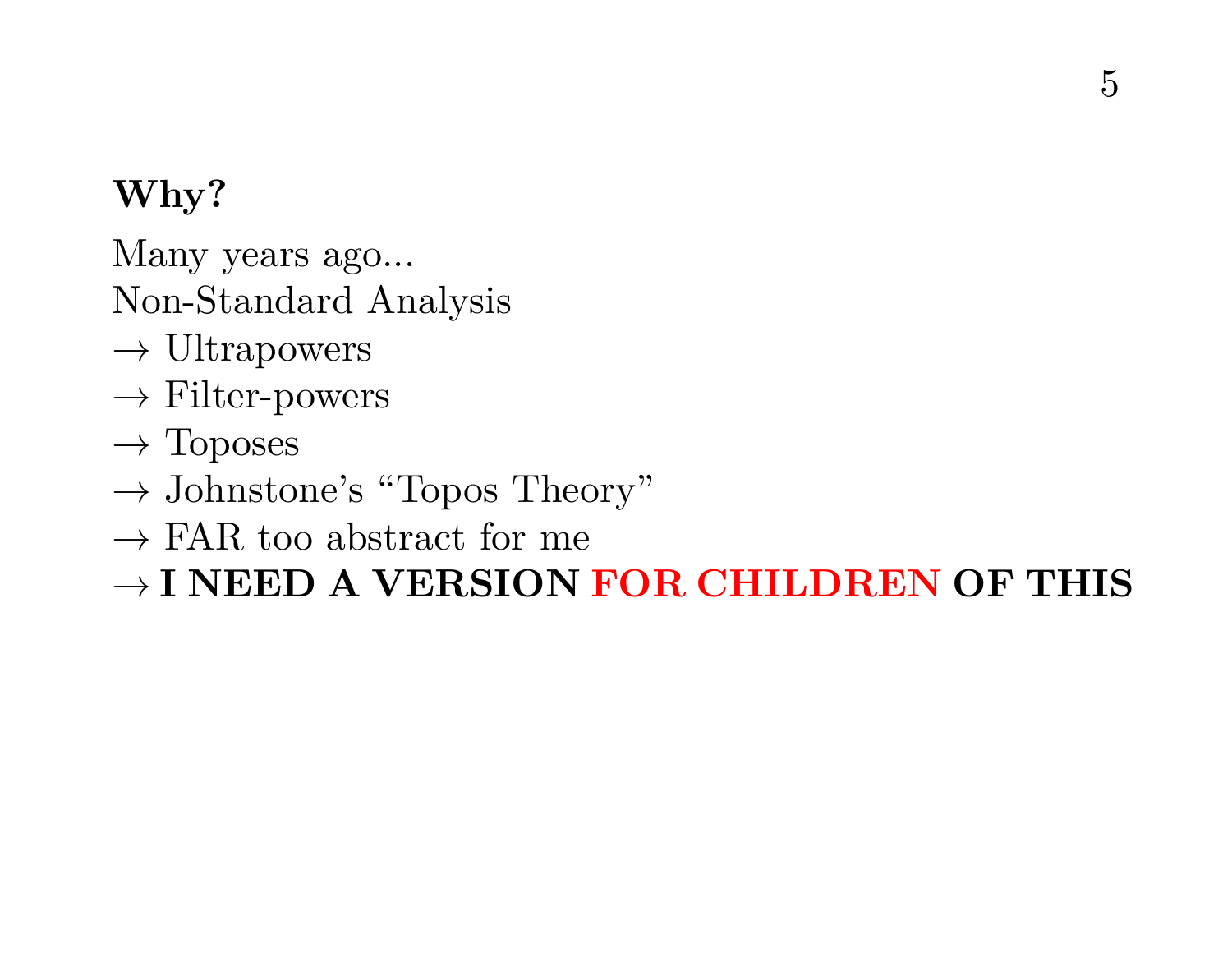**Why?**

Many years ago...
Non-Standard Analysis
$\to$ Ultrapowers
$\to$ Filter-powers
$\to$ Toposes
$\to$ Johnstone's "Topos Theory"
$\to$ FAR too abstract for me
$\to$ **I NEED A VERSION FOR CHILDREN OF THIS**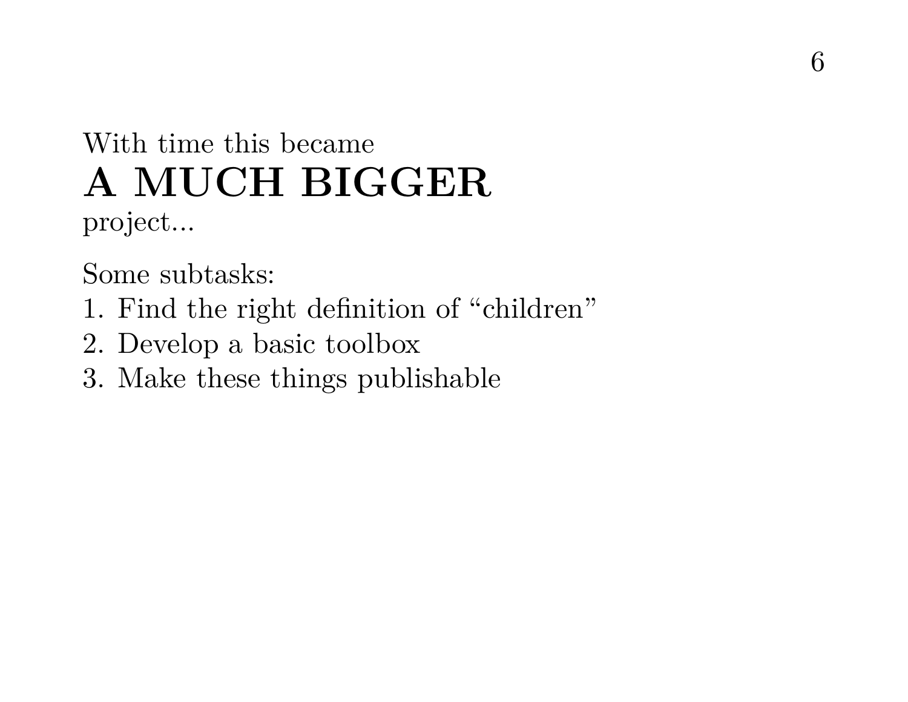With time this became

**A MUCH BIGGER**

project...

Some subtasks:

1. Find the right definition of “children”
2. Develop a basic toolbox
3. Make these things publishable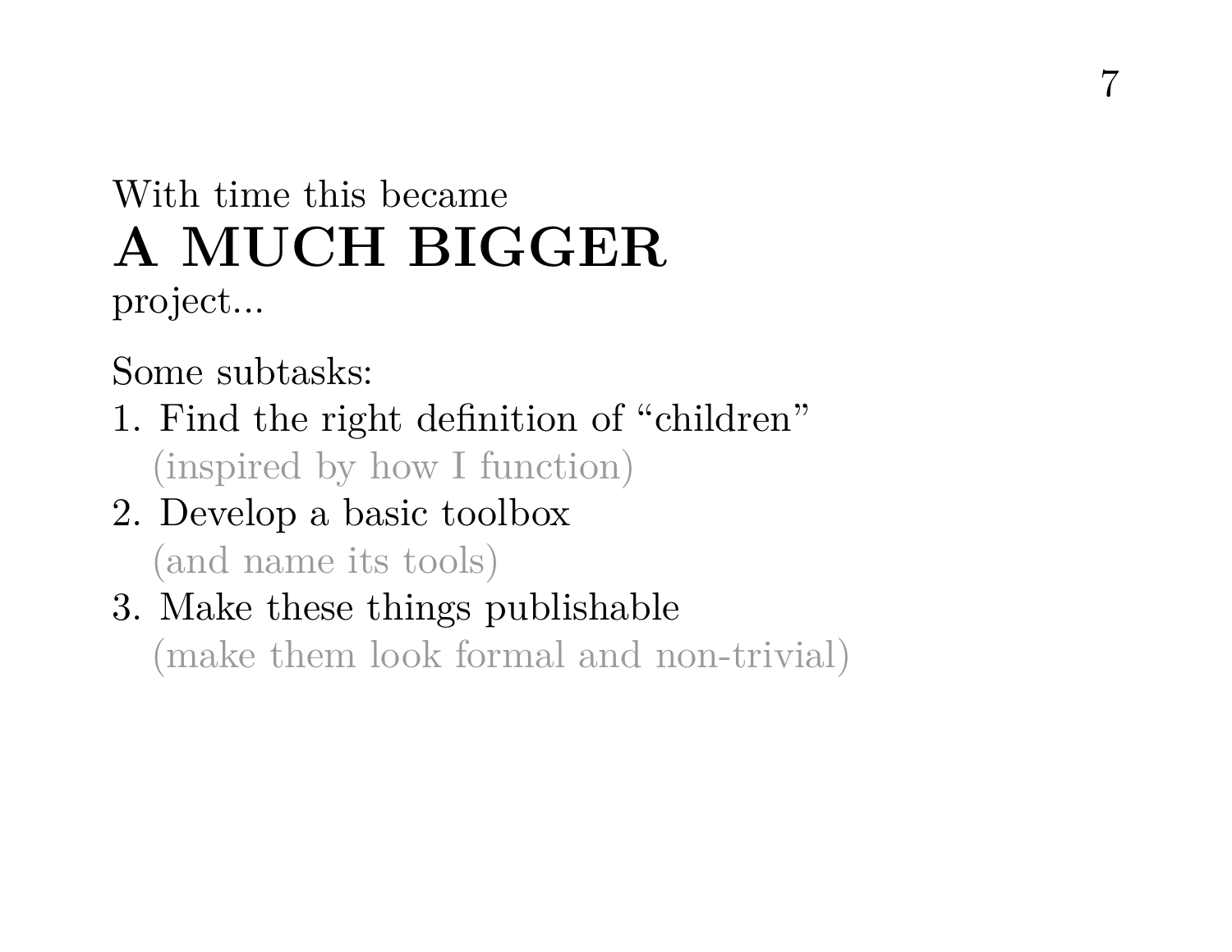With time this became

**A MUCH BIGGER**

project...

Some subtasks:

1. Find the right definition of "children"
   (inspired by how I function)
2. Develop a basic toolbox
   (and name its tools)
3. Make these things publishable
   (make them look formal and non-trivial)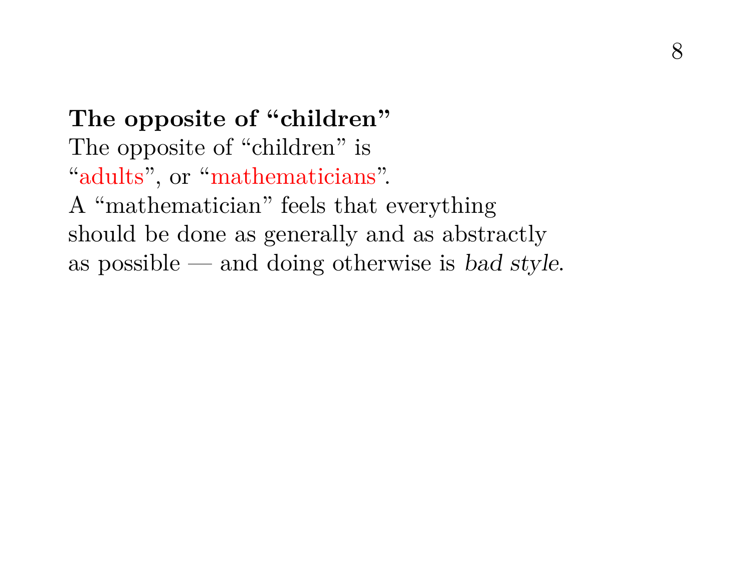**The opposite of “children”**

The opposite of “children” is
“adults”, or “mathematicians”.
A “mathematician” feels that everything
should be done as generally and as abstractly
as possible — and doing otherwise is *bad style*.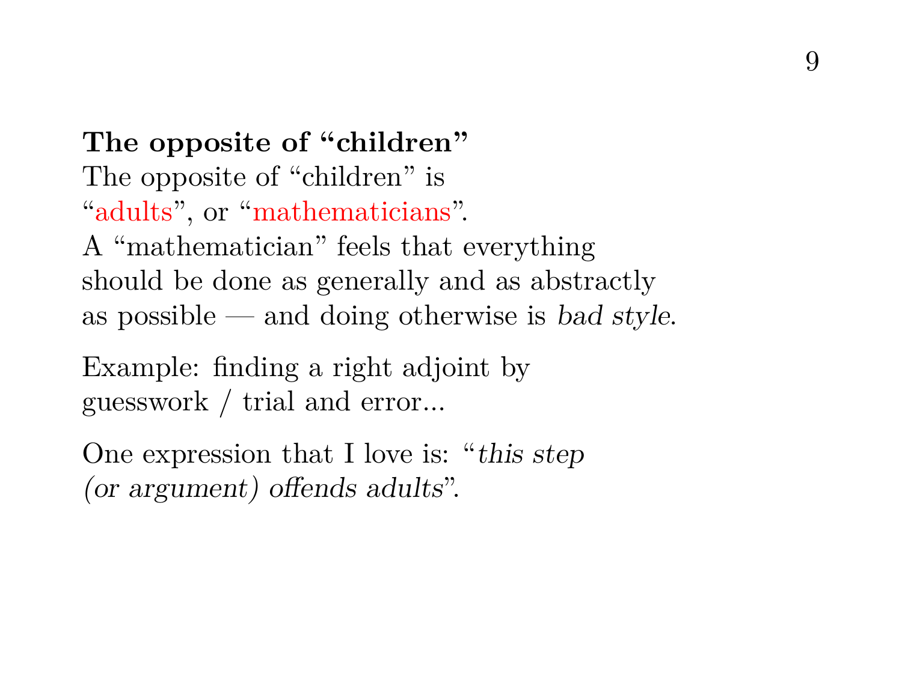**The opposite of “children”**
The opposite of “children” is
“adults”, or “mathematicians”.
A “mathematician” feels that everything
should be done as generally and as abstractly
as possible — and doing otherwise is *bad style*.

Example: finding a right adjoint by
guesswork / trial and error...

One expression that I love is: “*this step (or argument) offends adults*”.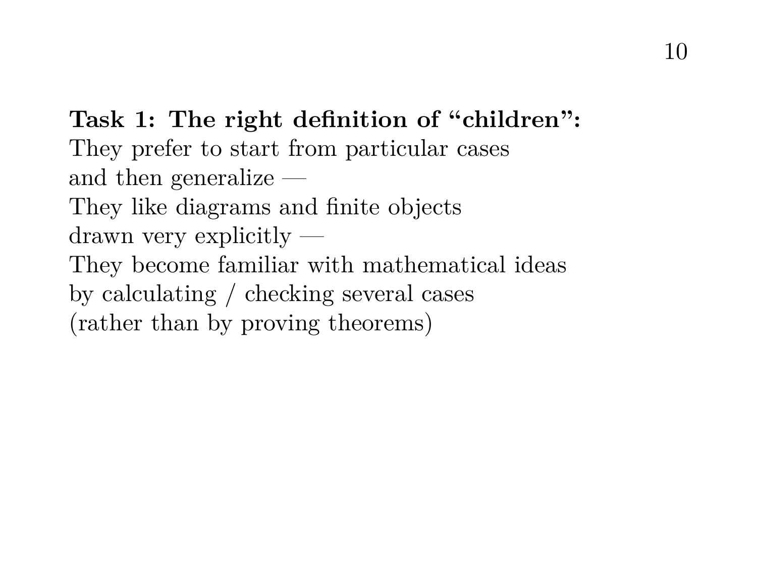**Task 1: The right definition of "children":**
They prefer to start from particular cases
and then generalize —
They like diagrams and finite objects
drawn very explicitly —
They become familiar with mathematical ideas
by calculating / checking several cases
(rather than by proving theorems)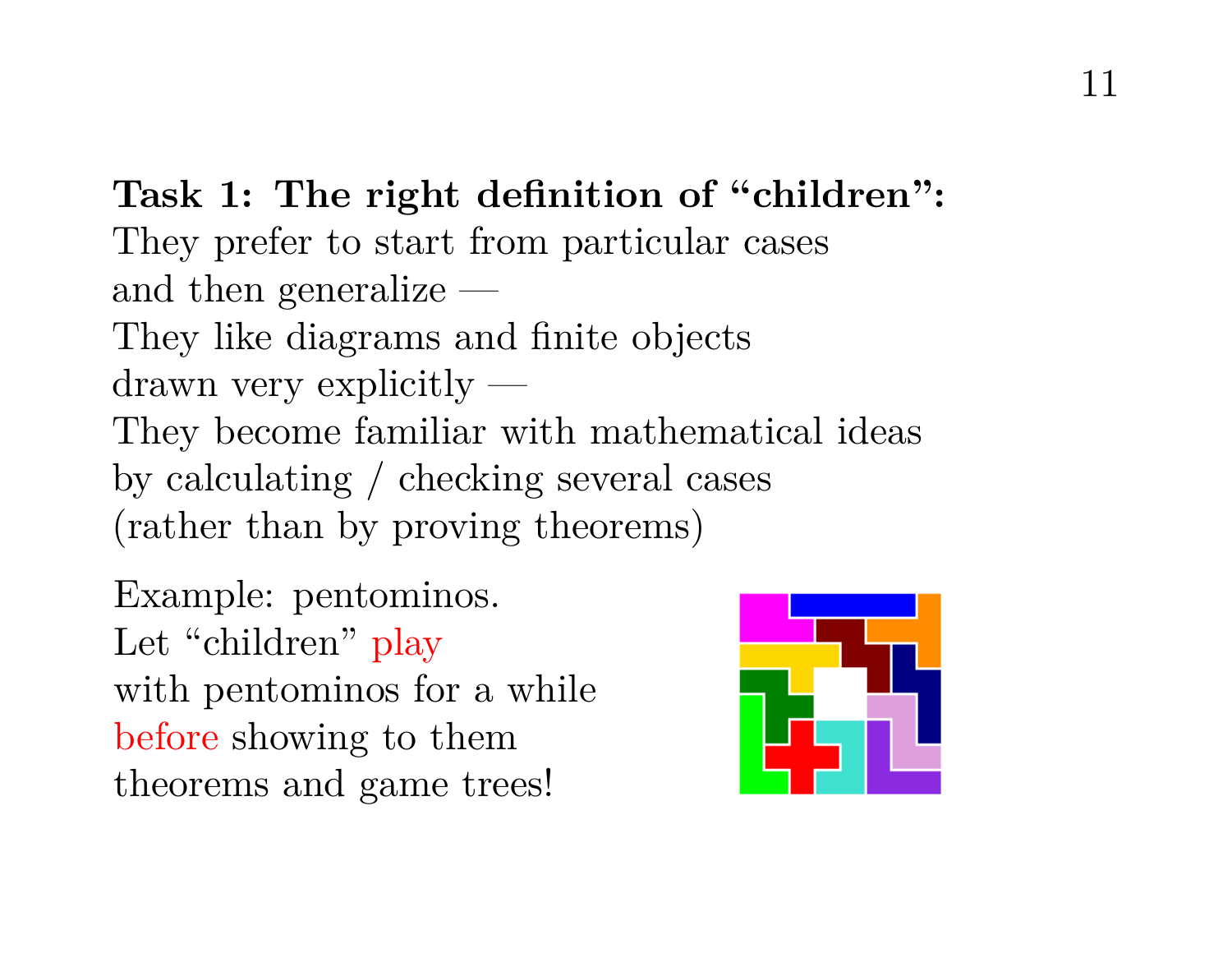**Task 1: The right definition of "children":**
They prefer to start from particular cases
and then generalize —
They like diagrams and finite objects
drawn very explicitly —
They become familiar with mathematical ideas
by calculating / checking several cases
(rather than by proving theorems)

Example: pentominos.
Let "children" play
with pentominos for a while
before showing to them
theorems and game trees!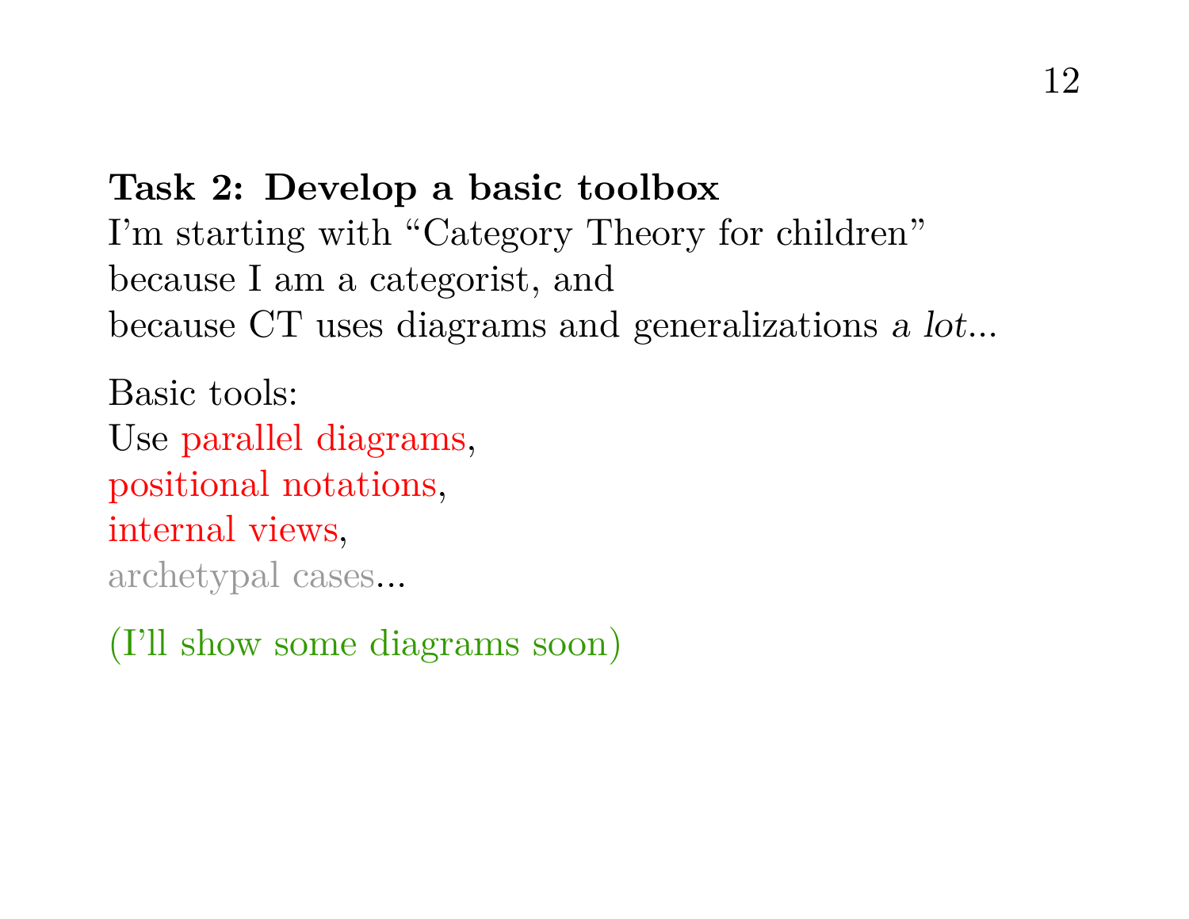**Task 2: Develop a basic toolbox**
I'm starting with "Category Theory for children"
because I am a categorist, and
because CT uses diagrams and generalizations *a lot*...

Basic tools:
Use parallel diagrams,
positional notations,
internal views,
archetypal cases...

(I'll show some diagrams soon)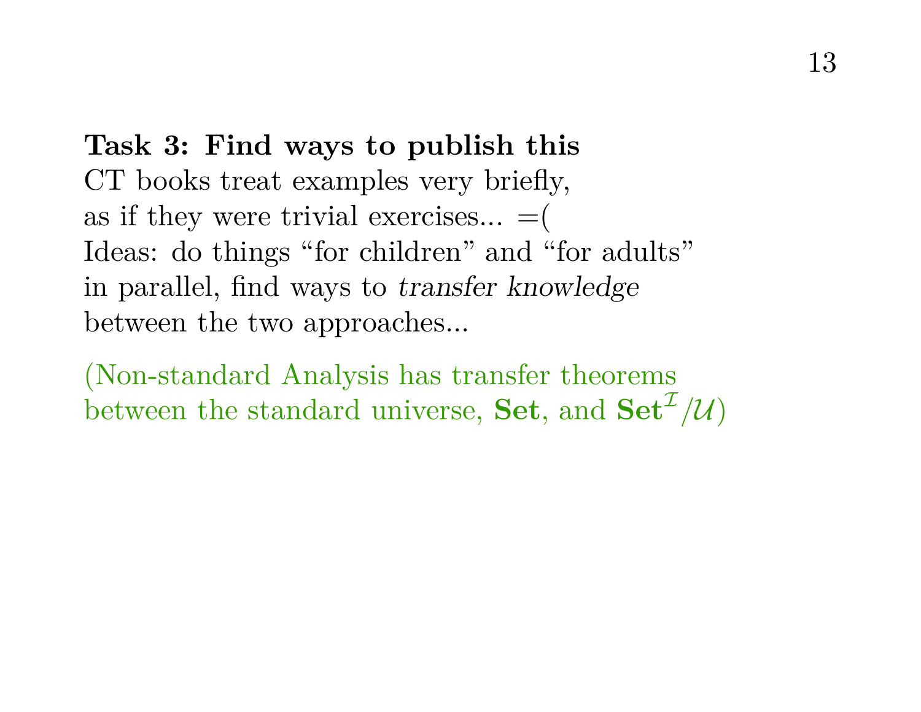**Task 3: Find ways to publish this**
CT books treat examples very briefly,
as if they were trivial exercises... =(
Ideas: do things "for children" and "for adults"
in parallel, find ways to *transfer knowledge*
between the two approaches...

(Non-standard Analysis has transfer theorems
between the standard universe, $\mathbf{Set}$, and $\mathbf{Set}^{\mathcal{I}}/\mathcal{U}$)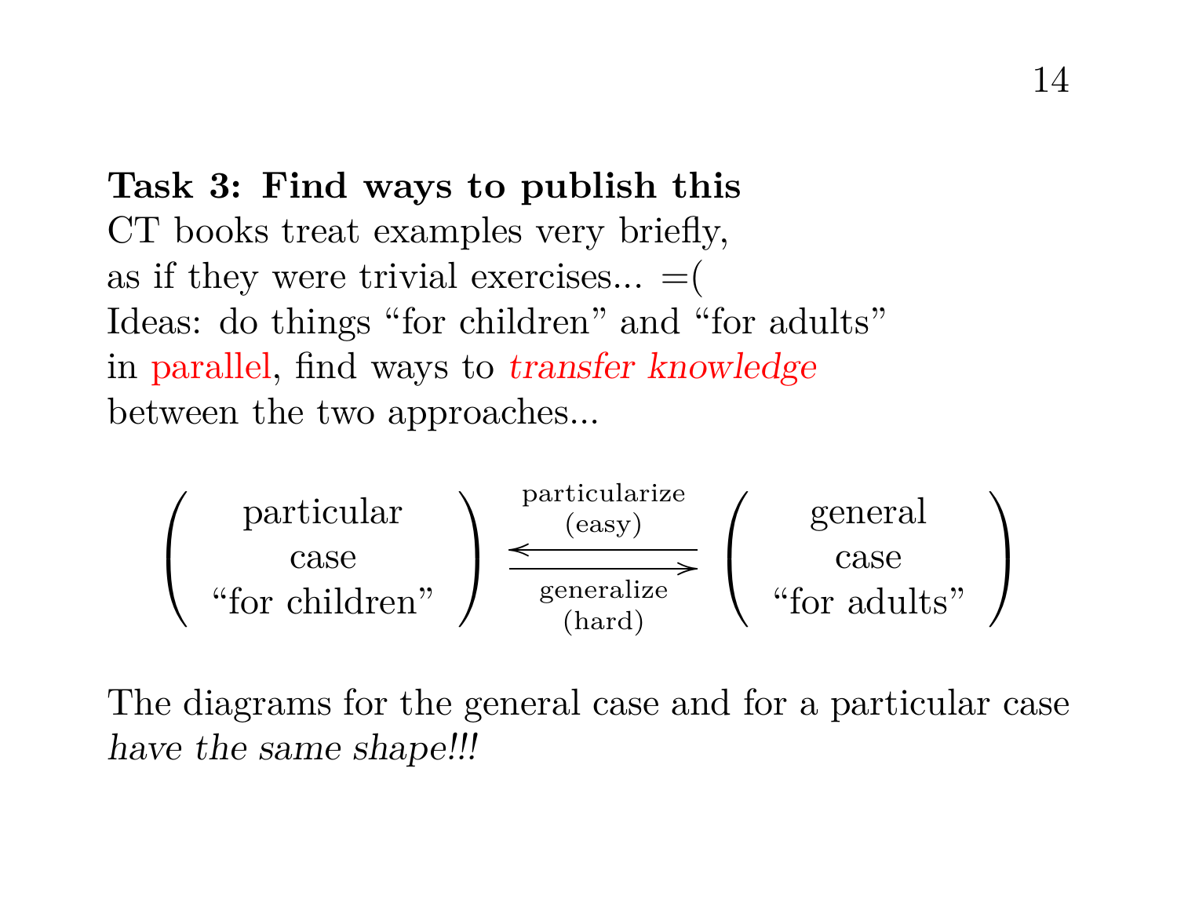**Task 3: Find ways to publish this**

CT books treat examples very briefly,
as if they were trivial exercises... =(
Ideas: do things "for children" and "for adults"
in parallel, find ways to *transfer knowledge*
between the two approaches...

$$\left(\begin{array}{c}\text{particular}\\ \text{case}\\ \text{“for children”}\end{array}\right) \underset{\substack{\text{generalize}\\ \text{(hard)}}}{\overset{\substack{\text{particularize}\\ \text{(easy)}}}{\leftrightarrows}} \left(\begin{array}{c}\text{general}\\ \text{case}\\ \text{“for adults”}\end{array}\right)$$

The diagrams for the general case and for a particular case
*have the same shape!!!*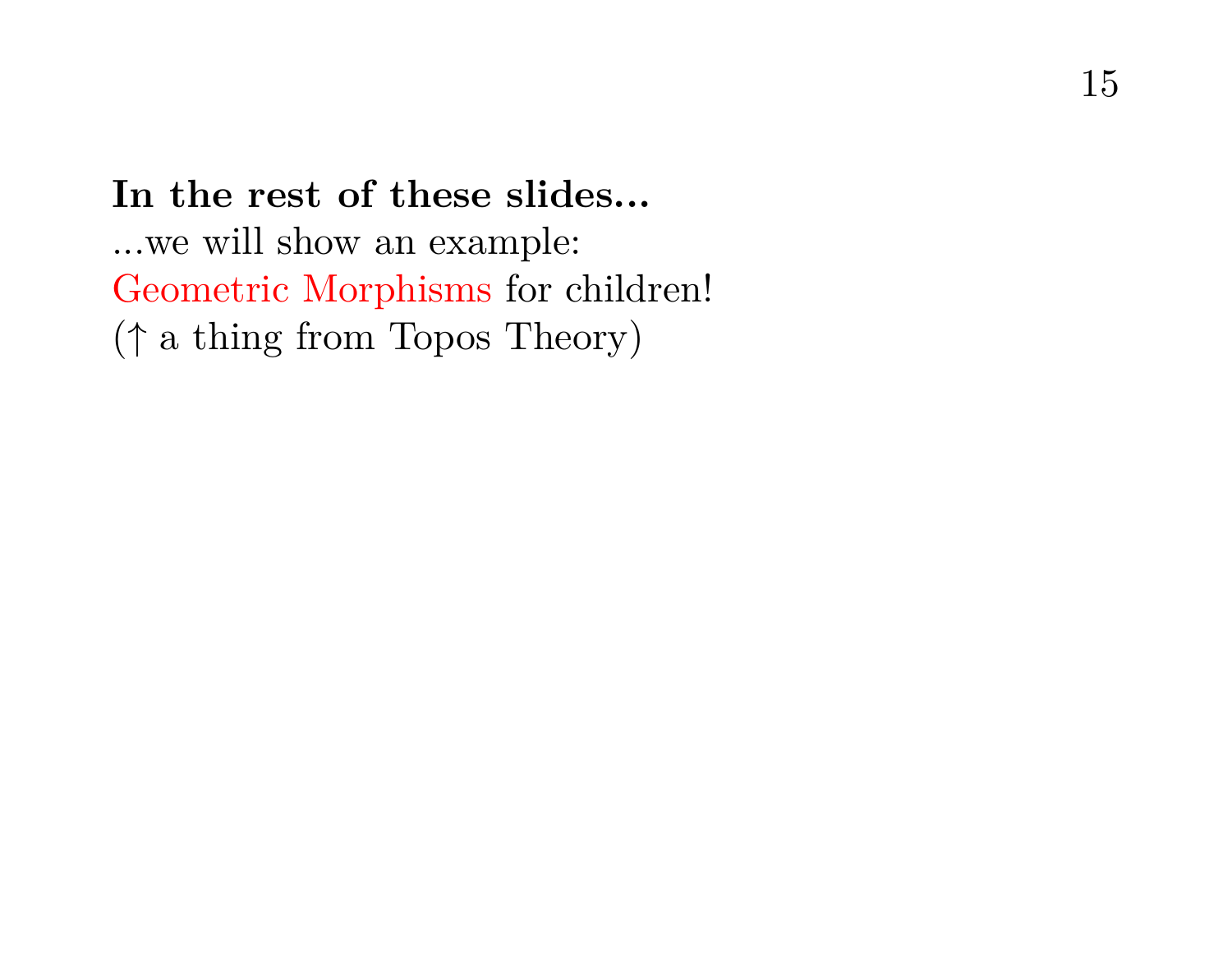**In the rest of these slides...**
...we will show an example:
Geometric Morphisms for children!
($\uparrow$ a thing from Topos Theory)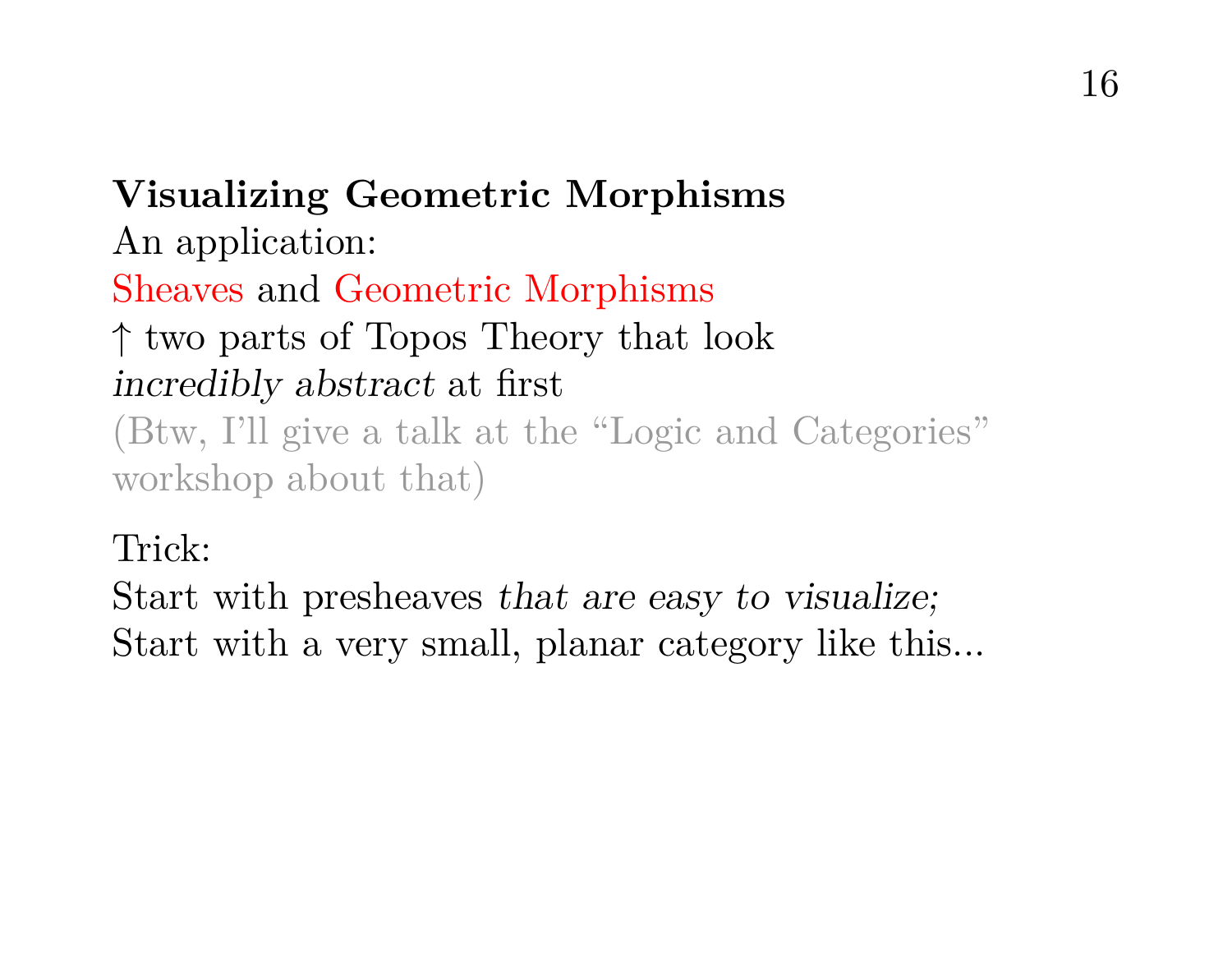**Visualizing Geometric Morphisms**

An application:

Sheaves and Geometric Morphisms

↑ two parts of Topos Theory that look *incredibly abstract* at first

(Btw, I'll give a talk at the "Logic and Categories" workshop about that)

Trick:

Start with presheaves *that are easy to visualize;*

Start with a very small, planar category like this...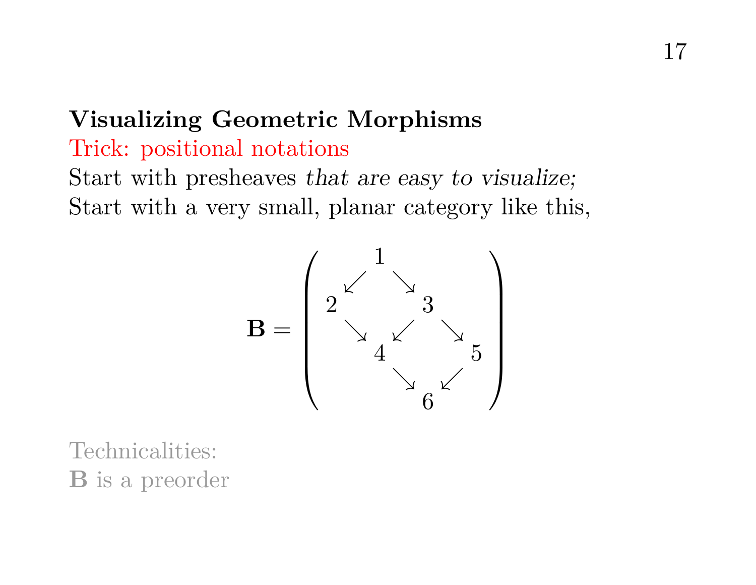## Visualizing Geometric Morphisms

Trick: positional notations

Start with presheaves *that are easy to visualize;*
Start with a very small, planar category like this,

$$\mathbf{B} = \begin{pmatrix} & 1 & & \\ \swarrow & & \searrow & \\ 2 & & 3 & \\ \searrow & \swarrow & & \searrow \\ & 4 & & 5 \\ & \searrow & \swarrow & \\ & & 6 & \end{pmatrix}$$

Technicalities:
**B** is a preorder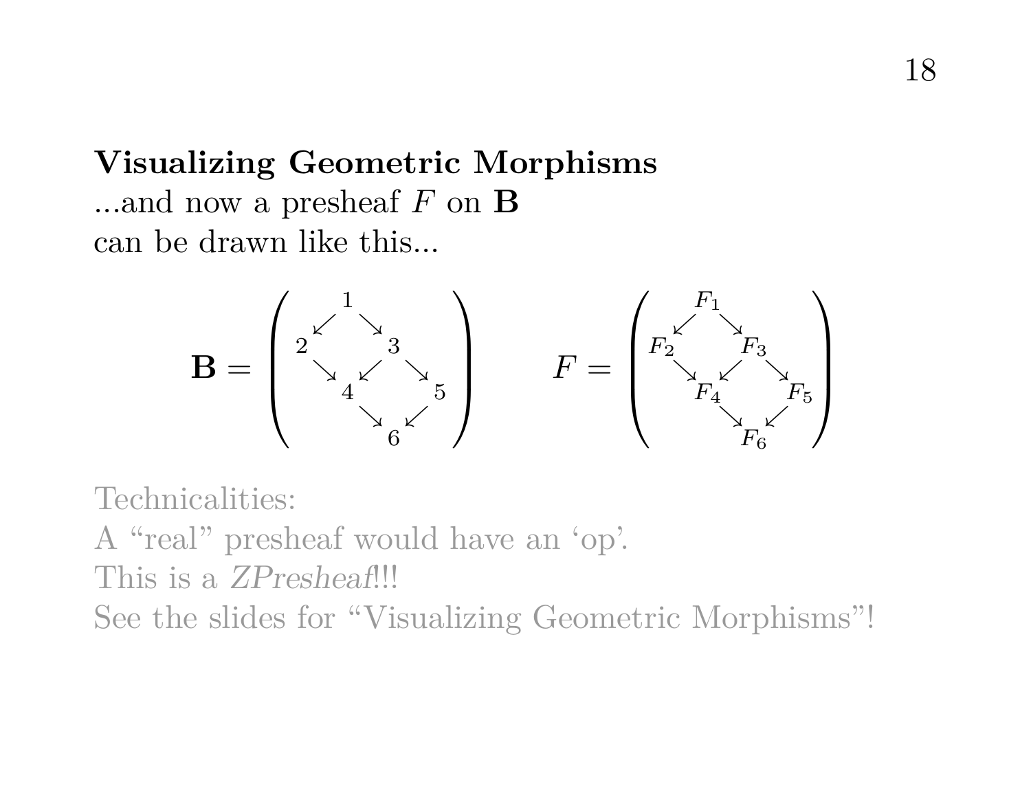**Visualizing Geometric Morphisms**

...and now a presheaf $F$ on $\mathbf{B}$
can be drawn like this...

$$
\mathbf{B} = \left( \begin{array}{ccccc}
 & & 1 & & \\
 & \swarrow & & \searrow & \\
2 & & & & 3 & & \\
 & \searrow & & \swarrow & & \searrow & \\
 & & 4 & & & & 5 \\
 & & & \searrow & & \swarrow & \\
 & & & & 6 & &
\end{array} \right)
\qquad
F = \left( \begin{array}{ccccc}
 & & F_1 & & \\
 & \swarrow & & \searrow & \\
F_2 & & & & F_3 & & \\
 & \searrow & & \swarrow & & \searrow & \\
 & & F_4 & & & & F_5 \\
 & & & \searrow & & \swarrow & \\
 & & & & F_6 & &
\end{array} \right)
$$

Technicalities:
A "real" presheaf would have an 'op'.
This is a *ZPresheaf*!!!
See the slides for "Visualizing Geometric Morphisms"!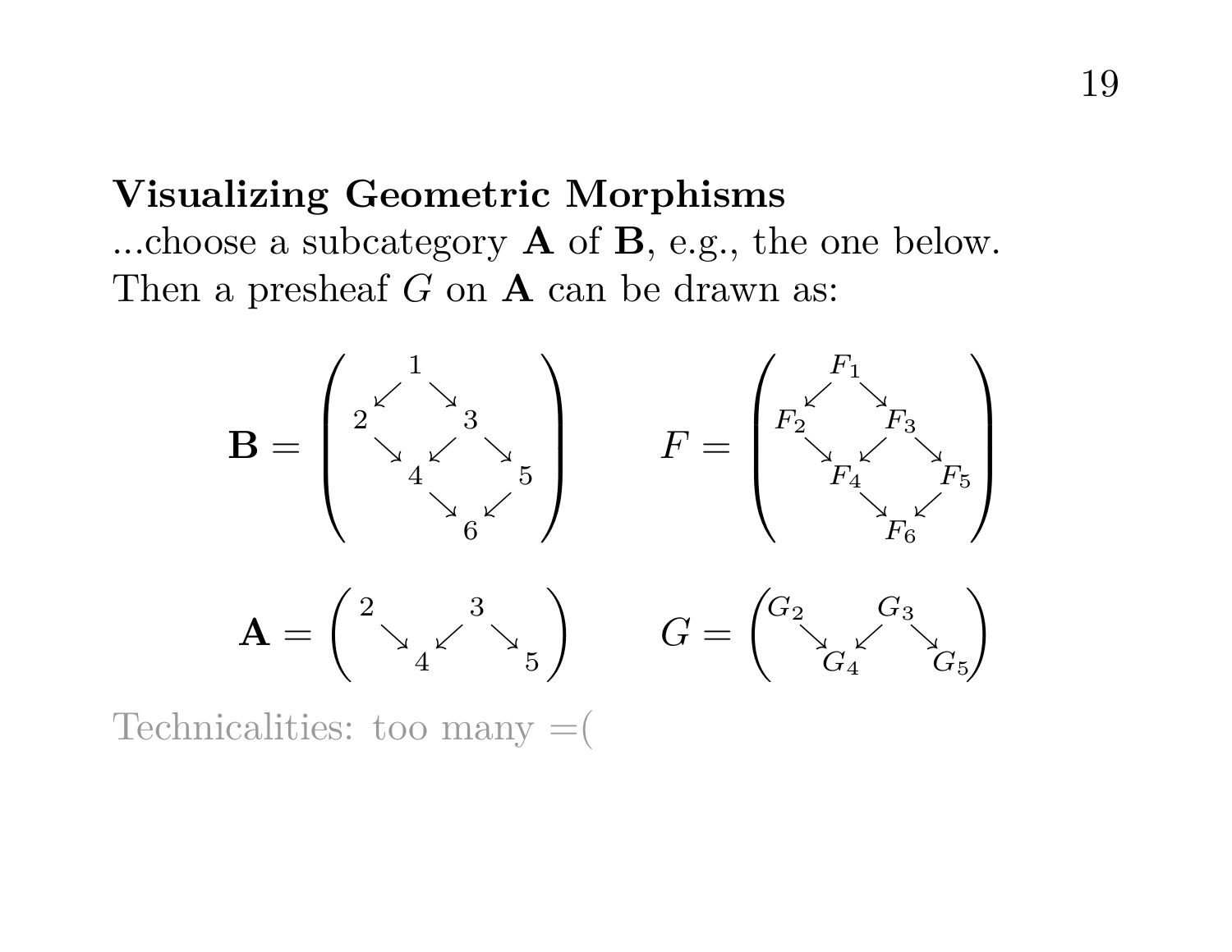**Visualizing Geometric Morphisms**

...choose a subcategory **A** of **B**, e.g., the one below.
Then a presheaf $G$ on **A** can be drawn as:

$$\mathbf{B} = \begin{pmatrix} & & 1 & & & & \\ & \swarrow & & \searrow & & & \\ 2 & & & & 3 & & \\ & \searrow & & \swarrow & & \searrow & \\ & & 4 & & & & 5 \\ & & & \searrow & & \swarrow & \\ & & & & 6 & & \end{pmatrix} \qquad F = \begin{pmatrix} & & F_1 & & & & \\ & \swarrow & & \searrow & & & \\ F_2 & & & & F_3 & & \\ & \searrow & & \swarrow & & \searrow & \\ & & F_4 & & & & F_5 \\ & & & \searrow & & \swarrow & \\ & & & & F_6 & & \end{pmatrix}$$

$$\mathbf{A} = \begin{pmatrix} 2 & & & & 3 & & \\ & \searrow & & \swarrow & & \searrow & \\ & & 4 & & & & 5 \end{pmatrix} \qquad G = \begin{pmatrix} G_2 & & & & G_3 & & \\ & \searrow & & \swarrow & & \searrow & \\ & & G_4 & & & & G_5 \end{pmatrix}$$

Technicalities: too many =(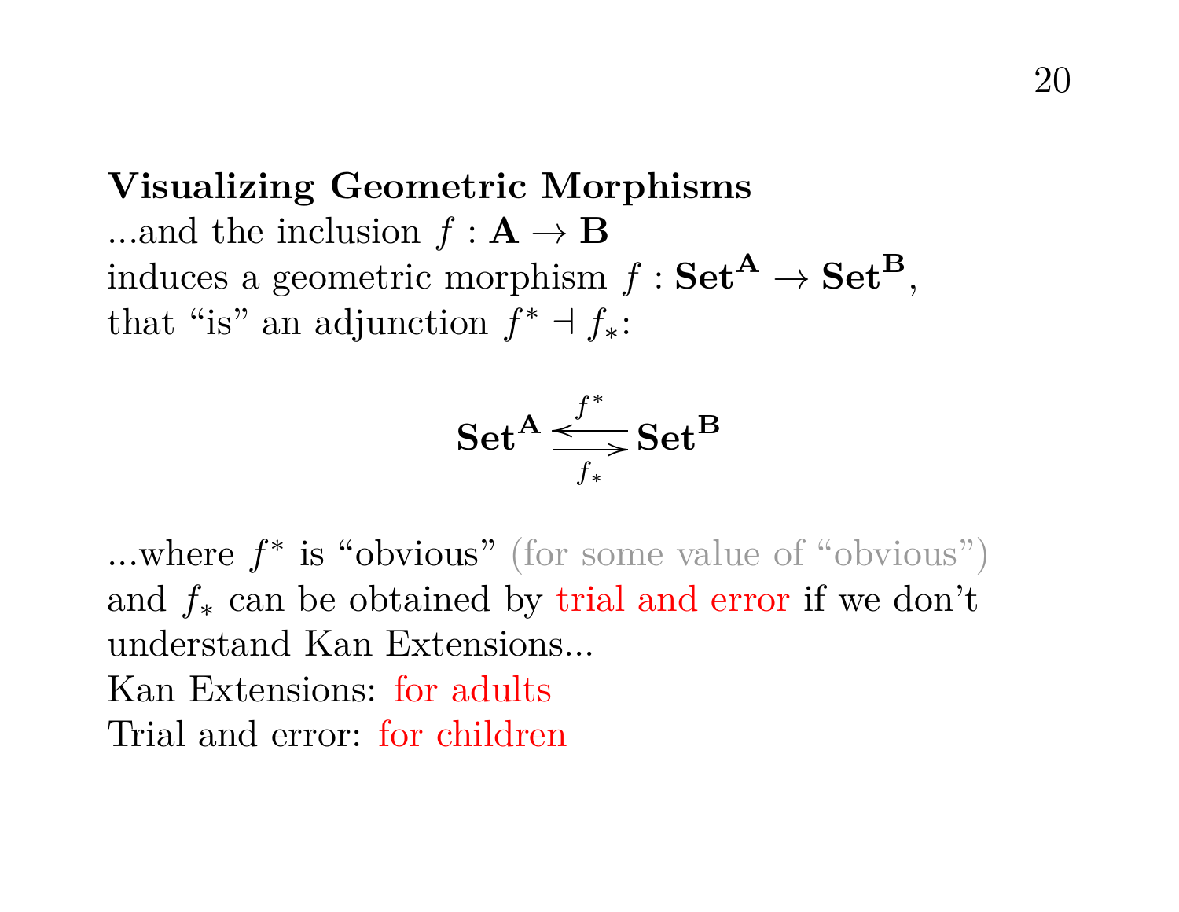## Visualizing Geometric Morphisms

...and the inclusion $f : \mathbf{A} \to \mathbf{B}$
induces a geometric morphism $f : \mathbf{Set}^{\mathbf{A}} \to \mathbf{Set}^{\mathbf{B}}$,
that "is" an adjunction $f^* \dashv f_*$:

$$\mathbf{Set}^{\mathbf{A}} \underset{f_*}{\overset{f^*}{\leftrightarrows}} \mathbf{Set}^{\mathbf{B}}$$

...where $f^*$ is "obvious" (for some value of "obvious")
and $f_*$ can be obtained by trial and error if we don't
understand Kan Extensions...
Kan Extensions: for adults
Trial and error: for children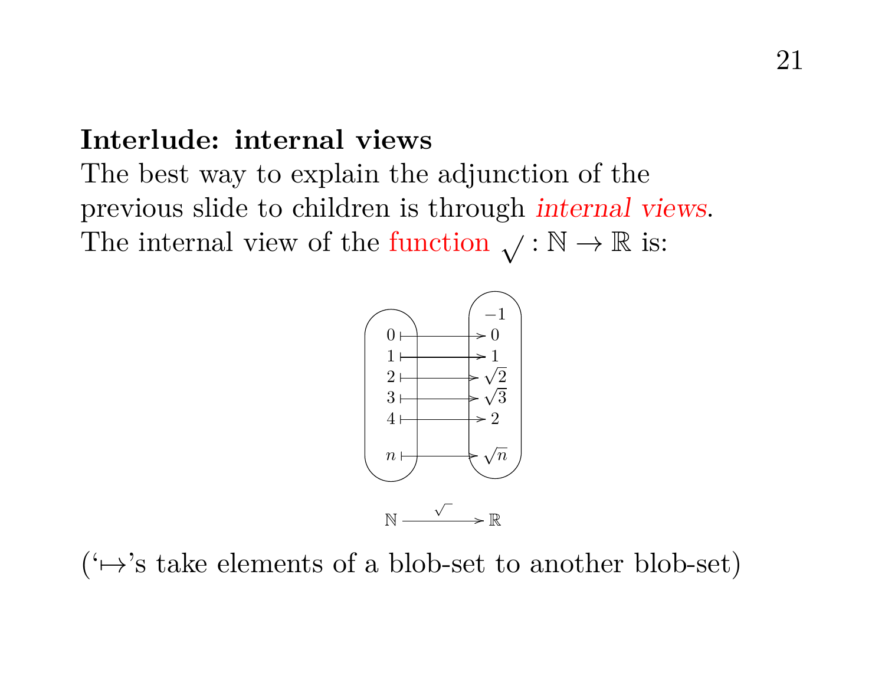**Interlude: internal views**

The best way to explain the adjunction of the previous slide to children is through *internal views*.

The internal view of the function $\sqrt{\ }:\mathbb{N}\to\mathbb{R}$ is:

$$
\begin{array}{ccc}
 & & -1 \\
0 & \mapsto & 0 \\
1 & \mapsto & 1 \\
2 & \mapsto & \sqrt{2} \\
3 & \mapsto & \sqrt{3} \\
4 & \mapsto & 2 \\
n & \mapsto & \sqrt{n}
\end{array}
$$

$$\mathbb{N} \xrightarrow{\sqrt{\ }} \mathbb{R}$$

('$\mapsto$'s take elements of a blob-set to another blob-set)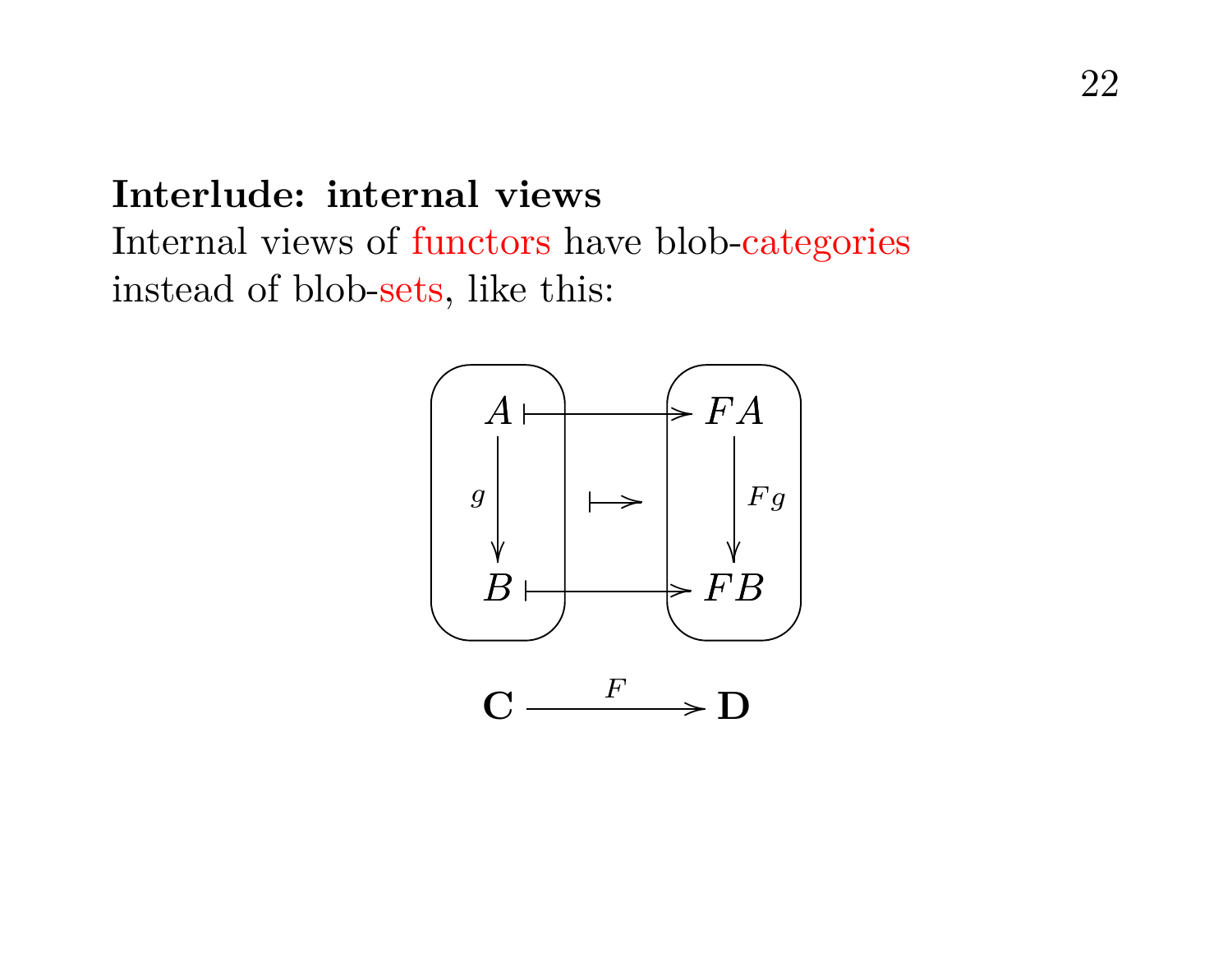**Interlude: internal views**

Internal views of functors have blob-categories instead of blob-sets, like this:

$$
\begin{array}{ccc}
A & \longmapsto & FA \\
{\scriptstyle g}\downarrow & \longmapsto & \downarrow{\scriptstyle Fg} \\
B & \longmapsto & FB
\end{array}
$$

$$
\mathbf{C} \xrightarrow{F} \mathbf{D}
$$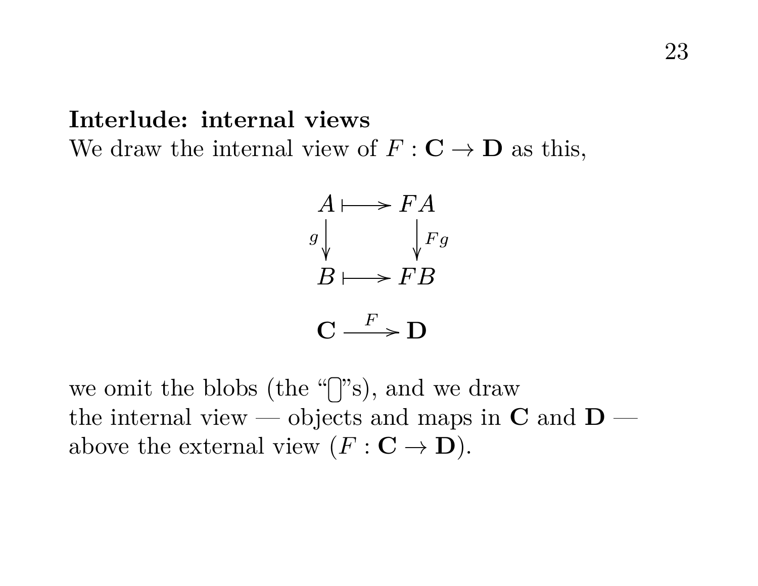**Interlude: internal views**

We draw the internal view of $F : \mathbf{C} \to \mathbf{D}$ as this,

$$
\begin{array}{ccc}
A & \longmapsto & FA \\
{\scriptstyle g}\downarrow & & \downarrow{\scriptstyle Fg} \\
B & \longmapsto & FB
\end{array}
$$

$$
\mathbf{C} \xrightarrow{F} \mathbf{D}
$$

we omit the blobs (the "▯"s), and we draw the internal view — objects and maps in $\mathbf{C}$ and $\mathbf{D}$ — above the external view ($F : \mathbf{C} \to \mathbf{D}$).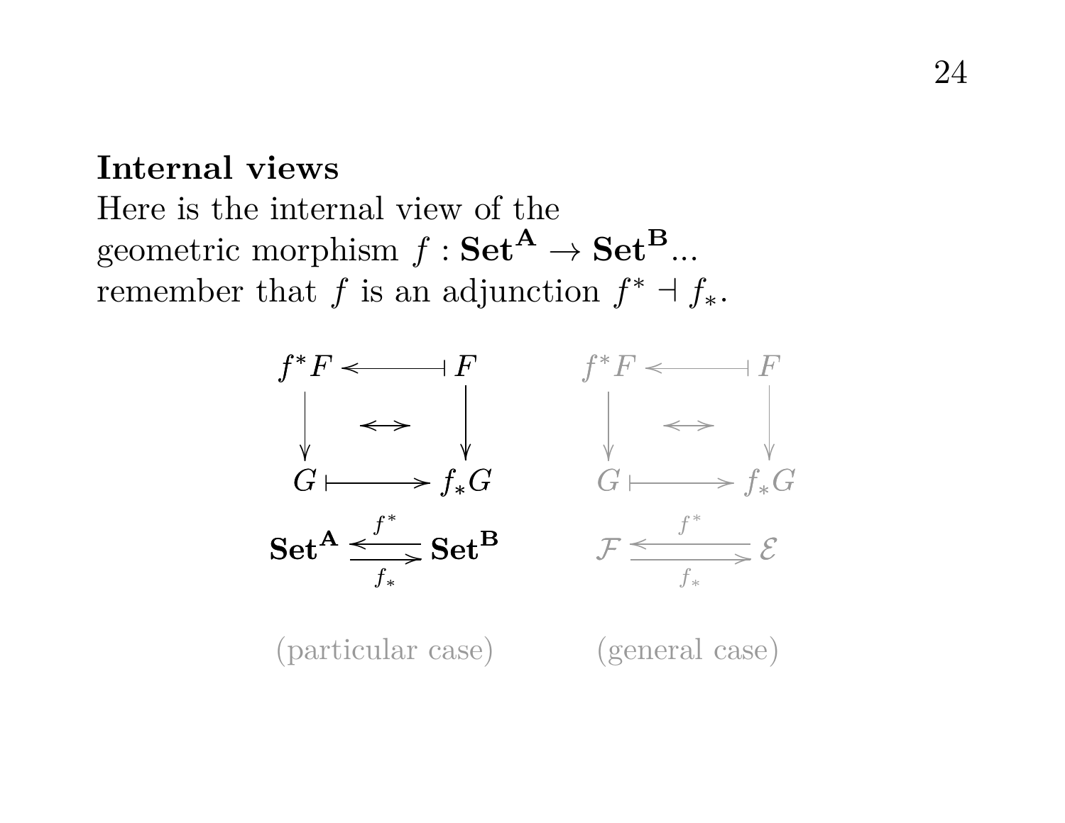**Internal views**

Here is the internal view of the geometric morphism $f : \mathbf{Set}^{\mathbf{A}} \to \mathbf{Set}^{\mathbf{B}}$...
remember that $f$ is an adjunction $f^* \dashv f_*$.

$$
\begin{array}{ccc}
f^*F & \longleftarrow\!\shortmid & F \\
\downarrow & \leftrightarrow & \downarrow \\
G & \longmapsto & f_*G \\
\mathbf{Set}^{\mathbf{A}} & \underset{f_*}{\overset{f^*}{\rightleftarrows}} & \mathbf{Set}^{\mathbf{B}}
\end{array}
\qquad
\begin{array}{ccc}
f^*F & \longleftarrow\!\shortmid & F \\
\downarrow & \leftrightarrow & \downarrow \\
G & \longmapsto & f_*G \\
\mathcal{F} & \underset{f_*}{\overset{f^*}{\rightleftarrows}} & \mathcal{E}
\end{array}
$$

(particular case) (general case)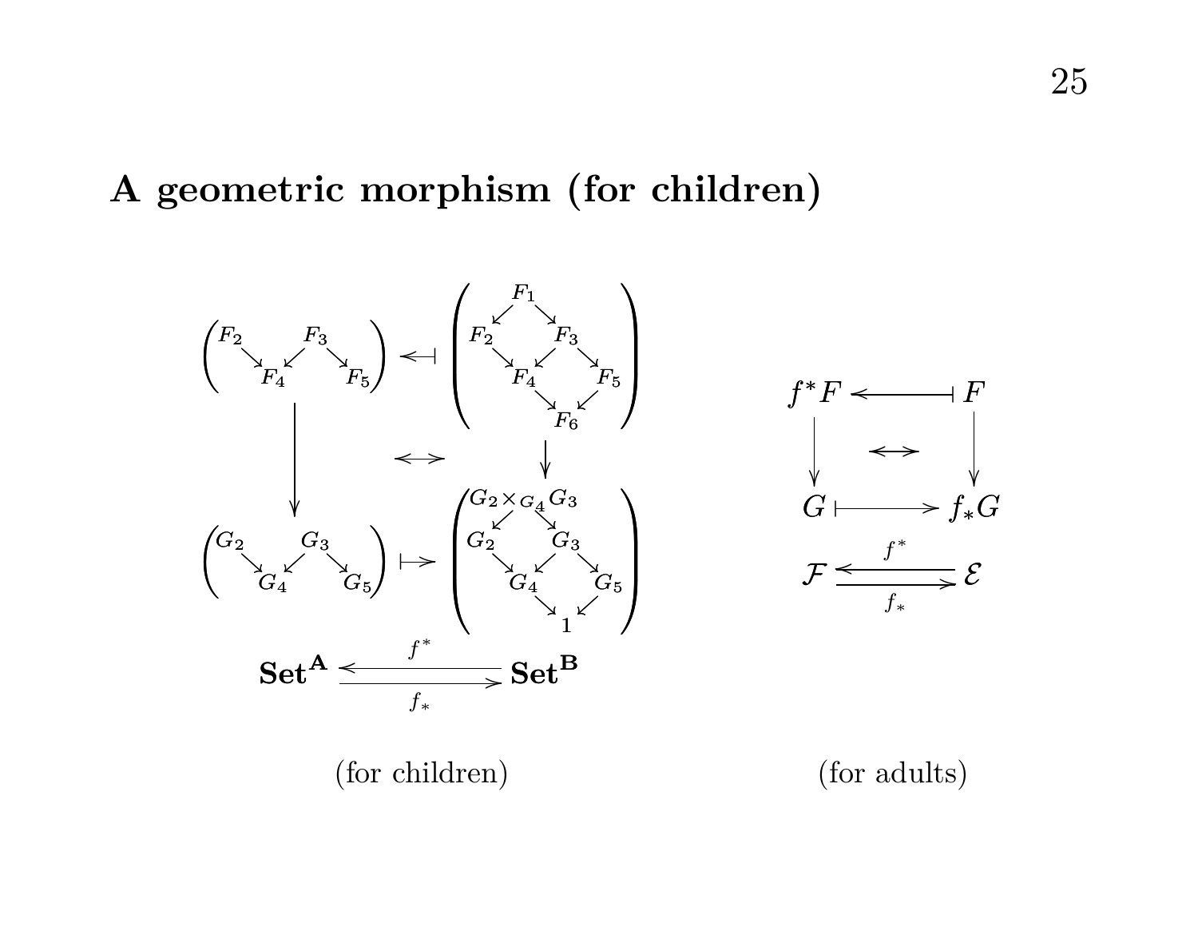## A geometric morphism (for children)

$$
\begin{array}{ccc}
\begin{pmatrix} F_2 \searrow F_4 \swarrow F_3 \searrow F_5 \end{pmatrix} & \leftarrow\!\!\dashv & \begin{pmatrix} & F_1 & \\ F_2 \swarrow & & \searrow F_3 \\ F_2 \searrow F_4 \swarrow F_3 \searrow F_5 \\ & F_4 \searrow F_6 \swarrow F_5 & \end{pmatrix} \\
\downarrow & \leftrightarrow & \downarrow \\
\begin{pmatrix} G_2 \searrow G_4 \swarrow G_3 \searrow G_5 \end{pmatrix} & \mapsto & \begin{pmatrix} & G_2 \times_{G_4} G_3 & \\ G_2 \swarrow & & \searrow G_3 \\ G_2 \searrow G_4 \swarrow G_3 \searrow G_5 \\ & G_4 \searrow 1 \swarrow G_5 & \end{pmatrix}
\end{array}
$$

$$
\mathbf{Set}^{\mathbf{A}} \underset{f_*}{\overset{f^*}{\rightleftarrows}} \mathbf{Set}^{\mathbf{B}}
$$

(for children)

$$
\begin{array}{ccc}
f^*F & \leftarrow\!\!\dashv & F \\
\downarrow & \leftrightarrow & \downarrow \\
G & \mapsto & f_*G
\end{array}
$$

$$
\mathcal{F} \underset{f_*}{\overset{f^*}{\rightleftarrows}} \mathcal{E}
$$

(for adults)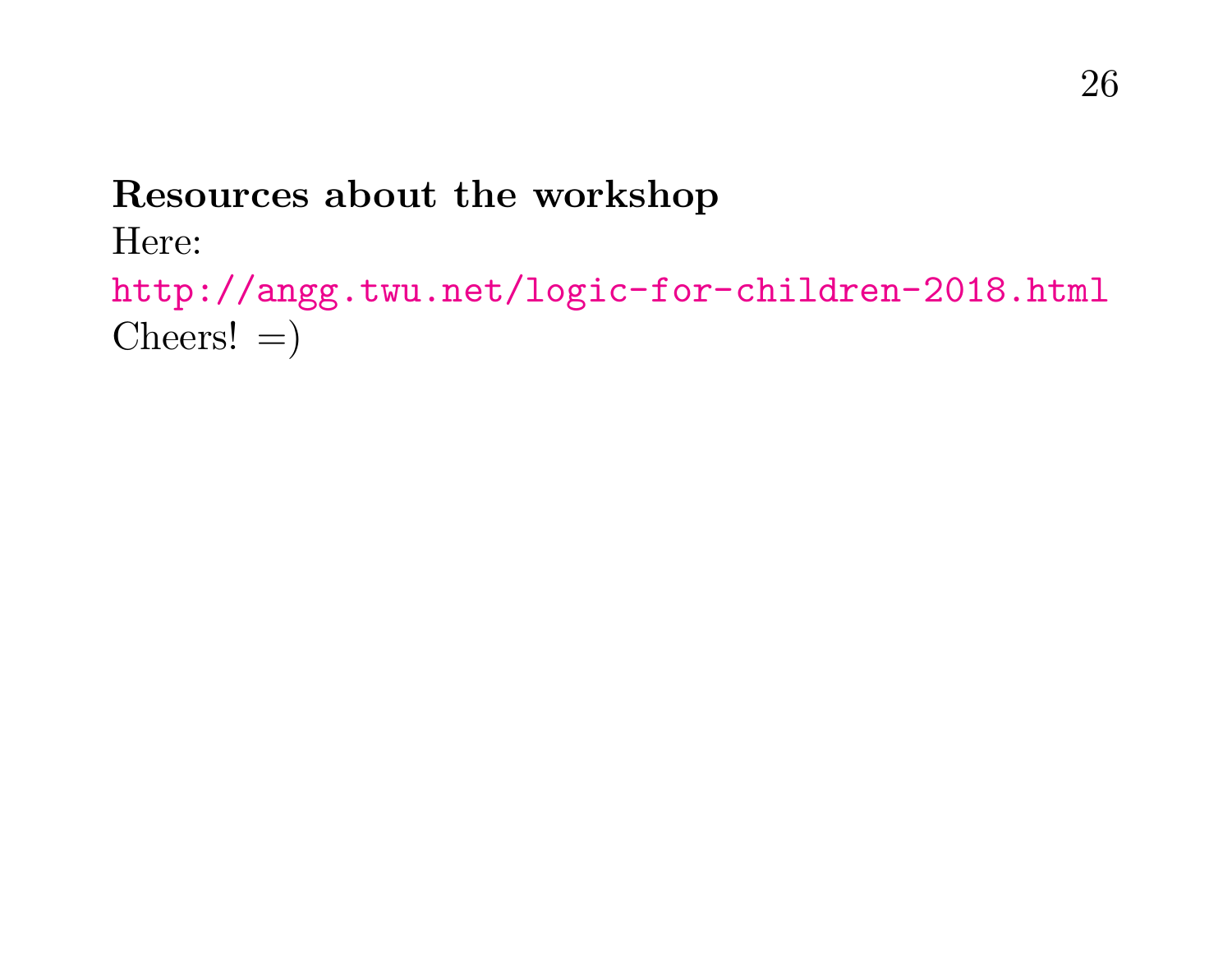**Resources about the workshop**

Here:

http://angg.twu.net/logic-for-children-2018.html

Cheers! =)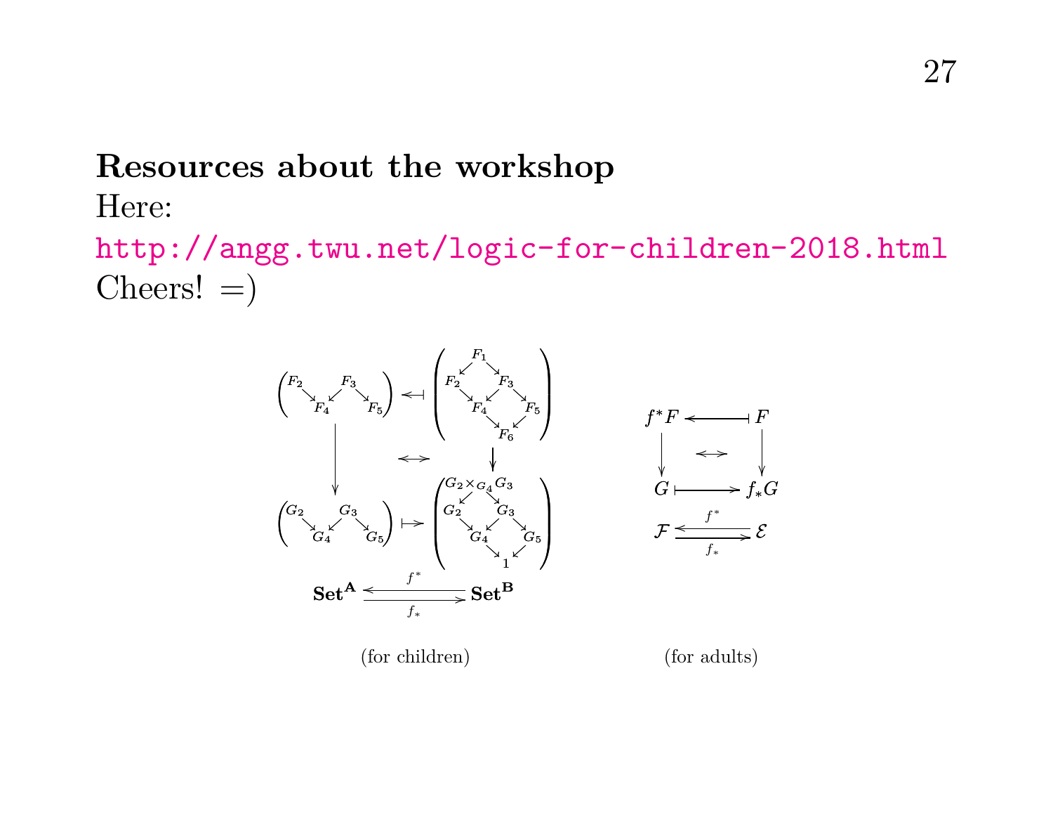**Resources about the workshop**

Here:

http://angg.twu.net/logic-for-children-2018.html

Cheers! =)

$$
\begin{array}{ccc}
\begin{pmatrix} F_2 \searrow F_4 \swarrow F_3 \searrow F_5 \end{pmatrix} & \leftarrow\!\!| & \begin{pmatrix} F_1 \\ F_2 \quad F_3 \\ F_4 \quad F_5 \\ F_6 \end{pmatrix} \\
\downarrow & \leftrightarrow & \downarrow \\
\begin{pmatrix} G_2 \searrow G_4 \swarrow G_3 \searrow G_5 \end{pmatrix} & |\!\!\rightarrow & \begin{pmatrix} G_2 \times_{G_4} G_3 \\ G_2 \quad G_3 \\ G_4 \quad G_5 \\ 1 \end{pmatrix} \\
\mathbf{Set}^{\mathbf{A}} & \underset{f_*}{\overset{f^*}{\rightleftarrows}} & \mathbf{Set}^{\mathbf{B}}
\end{array}
$$

(for children)

$$
\begin{array}{ccc}
f^*F & \leftarrow\!\!| & F \\
\downarrow & \leftrightarrow & \downarrow \\
G & |\!\!\rightarrow & f_*G \\
\mathcal{F} & \underset{f_*}{\overset{f^*}{\rightleftarrows}} & \mathcal{E}
\end{array}
$$

(for adults)